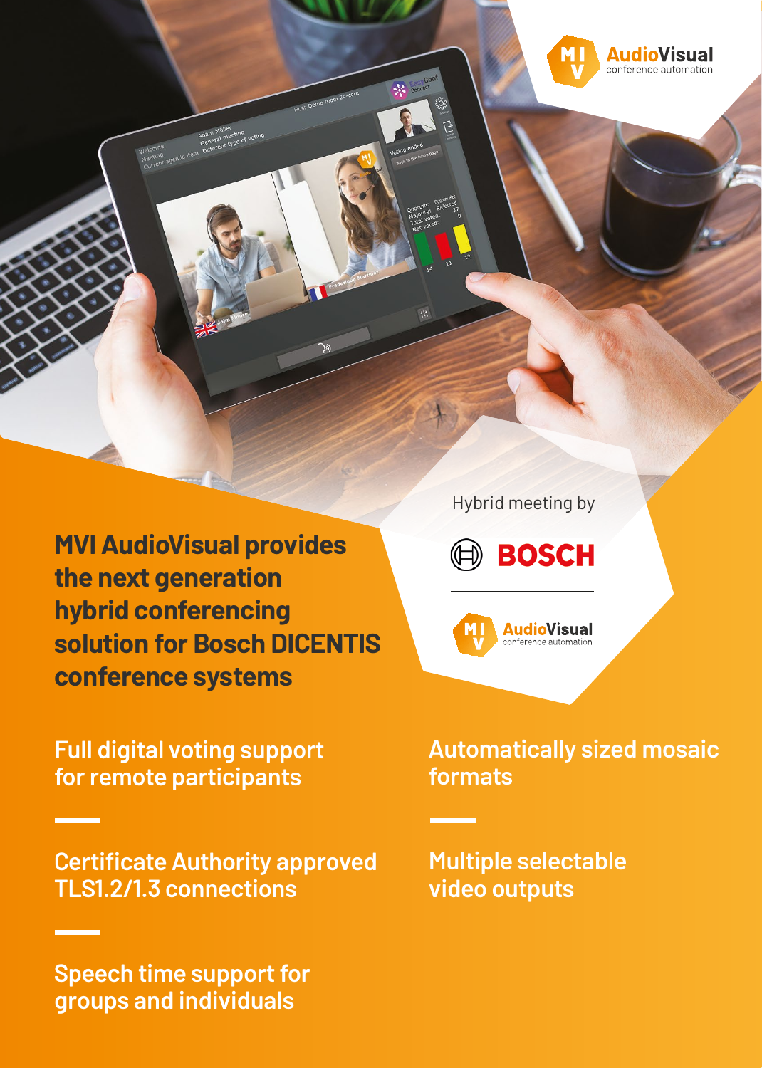AudioVisual conference automation

# MVI AudioVisual provides the next generation hybrid conferencing solution for Bosch DICENTIS conference systems

Hybrid meeting by

BOSCH

AudioVisual conference automation

Full digital voting support for remote participants

Automatically sized mosaic formats

Certificate Authority approved TLS1.2/1.3 connections

Multiple selectable video outputs

Speech time support for groups and individuals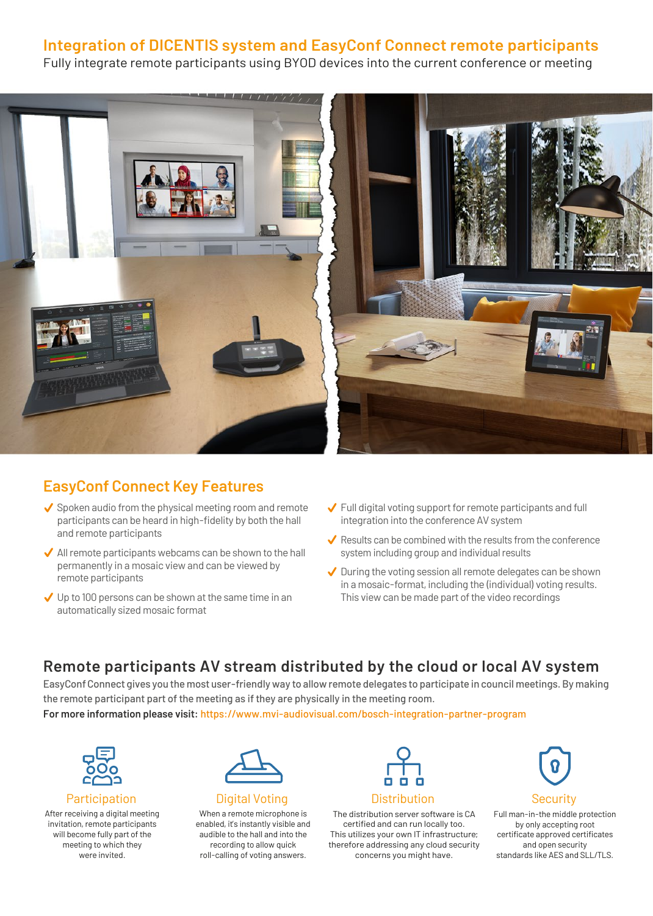# Integration of DICENTIS system and EasyConf Connect remote participants

Fully integrate remote participants using BYOD devices into the current conference or meeting

## EasyConf Connect Key Features

- ✔ Spoken audio from the physical meeting room and remote participants can be heard in high-fidelity by both the hall and remote participants
- ✔ All remote participants webcams can be shown to the hall permanently in a mosaic view and can be viewed by remote participants
- ✔ Up to 100 persons can be shown at the same time in an automatically sized mosaic format
- ✔ Full digital voting support for remote participants and full integration into the conference AV system
- ✔ Results can be combined with the results from the conference system including group and individual results
- ✔ During the voting session all remote delegates can be shown in a mosaic-format, including the (individual) voting results. This view can be made part of the video recordings

## Remote participants AV stream distributed by the cloud or local AV system

EasyConf Connect gives you the most user-friendly way to allow remote delegates to participate in council meetings. By making the remote participant part of the meeting as if they are physically in the meeting room.

**For more information please visit:** https://www.mvi-audiovisual.com/bosch-integration-partner-program

### Participation

After receiving a digital meeting invitation, remote participants will become fully part of the meeting to which they were invited.

### Digital Voting

When a remote microphone is enabled, it's instantly visible and audible to the hall and into the recording to allow quick roll-calling of voting answers.

### Distribution

The distribution server software is CA certified and can run locally too. This utilizes your own IT infrastructure; therefore addressing any cloud security concerns you might have.

### Security

Full man-in-the middle protection by only accepting root certificate approved certificates and open security standards like AES and SLL/TLS.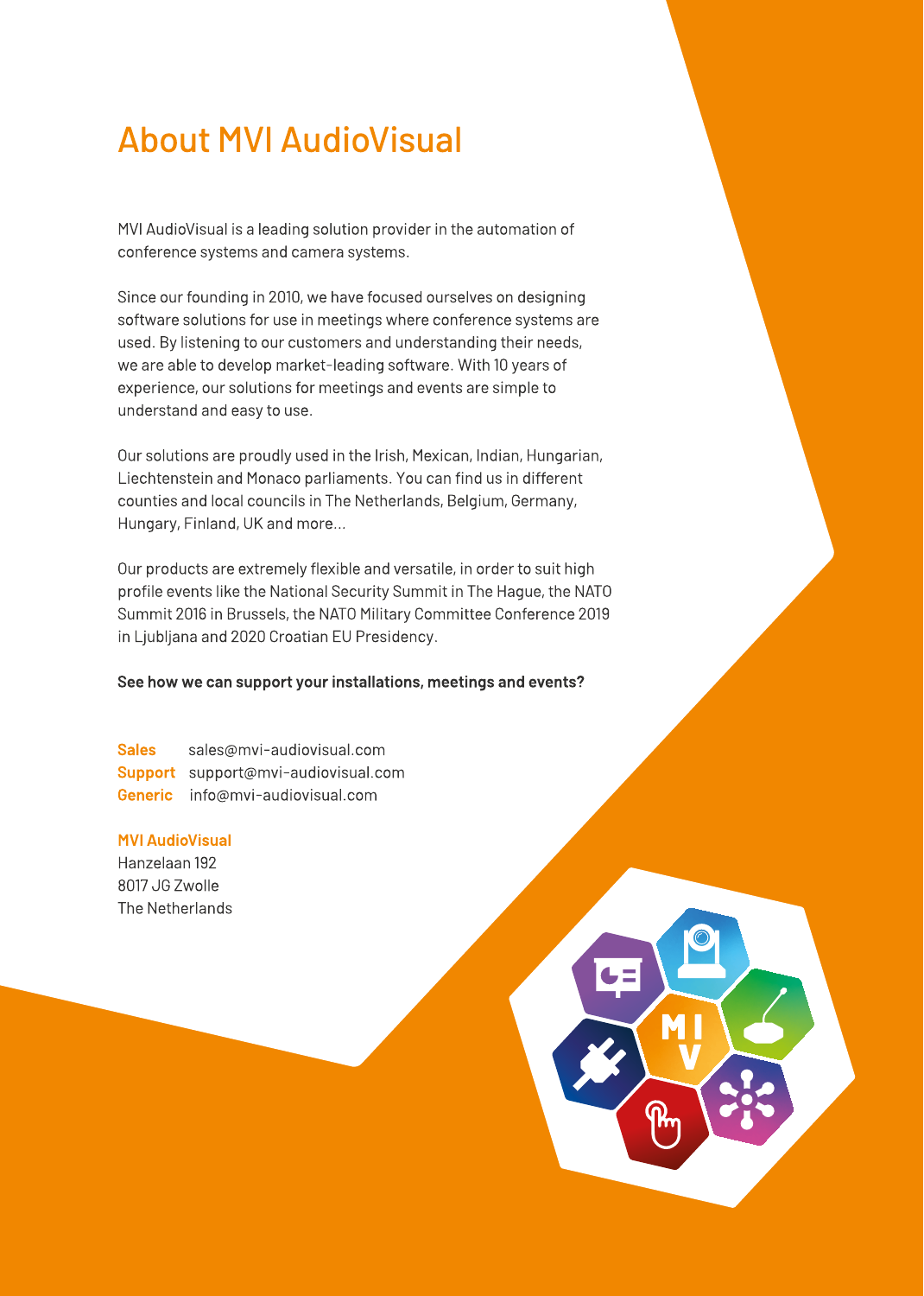# About MVI AudioVisual

MVI AudioVisual is a leading solution provider in the automation of conference systems and camera systems.

Since our founding in 2010, we have focused ourselves on designing software solutions for use in meetings where conference systems are used. By listening to our customers and understanding their needs, we are able to develop market-leading software. With 10 years of experience, our solutions for meetings and events are simple to understand and easy to use.

Our solutions are proudly used in the Irish, Mexican, Indian, Hungarian, Liechtenstein and Monaco parliaments. You can find us in different counties and local councils in The Netherlands, Belgium, Germany, Hungary, Finland, UK and more...

Our products are extremely flexible and versatile, in order to suit high profile events like the National Security Summit in The Hague, the NATO Summit 2016 in Brussels, the NATO Military Committee Conference 2019 in Ljubljana and 2020 Croatian EU Presidency.

**See how we can support your installations, meetings and events?**

**Sales** sales@mvi-audiovisual.com
**Support** support@mvi-audiovisual.com
**Generic** info@mvi-audiovisual.com

**MVI AudioVisual**
Hanzelaan 192
8017 JG Zwolle
The Netherlands